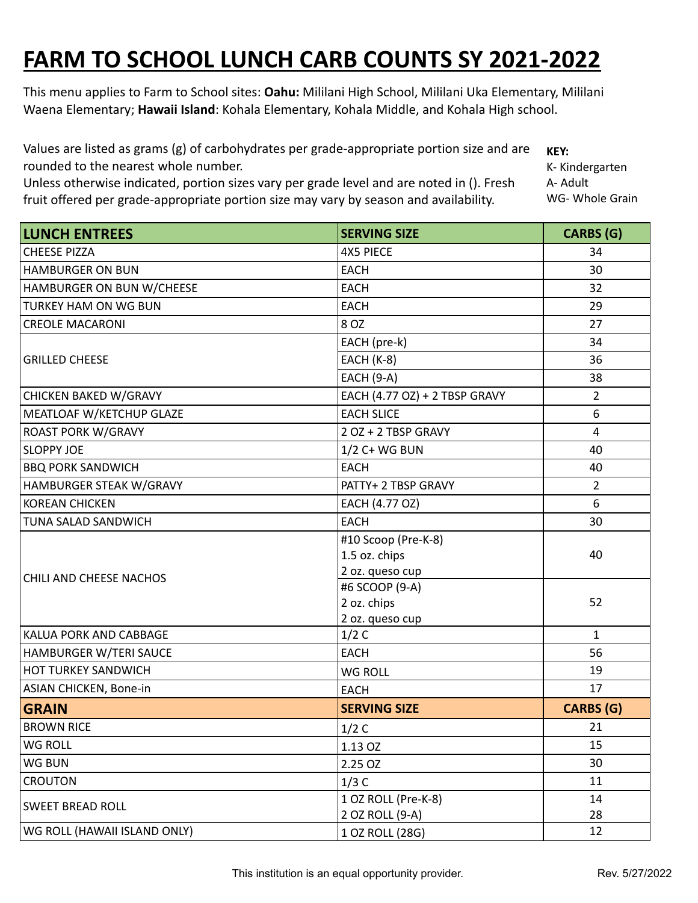# FARM TO SCHOOL LUNCH CARB COUNTS SY 2021-2022

This menu applies to Farm to School sites: **Oahu:** Mililani High School, Mililani Uka Elementary, Mililani Waena Elementary; **Hawaii Island**: Kohala Elementary, Kohala Middle, and Kohala High school.

Values are listed as grams (g) of carbohydrates per grade-appropriate portion size and are rounded to the nearest whole number.
Unless otherwise indicated, portion sizes vary per grade level and are noted in (). Fresh fruit offered per grade-appropriate portion size may vary by season and availability.

**KEY:**
K- Kindergarten
A- Adult
WG- Whole Grain

| LUNCH ENTREES | SERVING SIZE | CARBS (G) |
|---|---|---|
| CHEESE PIZZA | 4X5 PIECE | 34 |
| HAMBURGER ON BUN | EACH | 30 |
| HAMBURGER ON BUN W/CHEESE | EACH | 32 |
| TURKEY HAM ON WG BUN | EACH | 29 |
| CREOLE MACARONI | 8 OZ | 27 |
| GRILLED CHEESE | EACH (pre-k) | 34 |
| | EACH (K-8) | 36 |
| | EACH (9-A) | 38 |
| CHICKEN BAKED W/GRAVY | EACH (4.77 OZ) + 2 TBSP GRAVY | 2 |
| MEATLOAF W/KETCHUP GLAZE | EACH SLICE | 6 |
| ROAST PORK W/GRAVY | 2 OZ + 2 TBSP GRAVY | 4 |
| SLOPPY JOE | 1/2 C+ WG BUN | 40 |
| BBQ PORK SANDWICH | EACH | 40 |
| HAMBURGER STEAK W/GRAVY | PATTY+ 2 TBSP GRAVY | 2 |
| KOREAN CHICKEN | EACH (4.77 OZ) | 6 |
| TUNA SALAD SANDWICH | EACH | 30 |
| CHILI AND CHEESE NACHOS | #10 Scoop (Pre-K-8)<br>1.5 oz. chips<br>2 oz. queso cup | 40 |
| | #6 SCOOP (9-A)<br>2 oz. chips<br>2 oz. queso cup | 52 |
| KALUA PORK AND CABBAGE | 1/2 C | 1 |
| HAMBURGER W/TERI SAUCE | EACH | 56 |
| HOT TURKEY SANDWICH | WG ROLL | 19 |
| ASIAN CHICKEN, Bone-in | EACH | 17 |

| GRAIN | SERVING SIZE | CARBS (G) |
|---|---|---|
| BROWN RICE | 1/2 C | 21 |
| WG ROLL | 1.13 OZ | 15 |
| WG BUN | 2.25 OZ | 30 |
| CROUTON | 1/3 C | 11 |
| SWEET BREAD ROLL | 1 OZ ROLL (Pre-K-8) | 14 |
| | 2 OZ ROLL (9-A) | 28 |
| WG ROLL (HAWAII ISLAND ONLY) | 1 OZ ROLL (28G) | 12 |

This institution is an equal opportunity provider.

Rev. 5/27/2022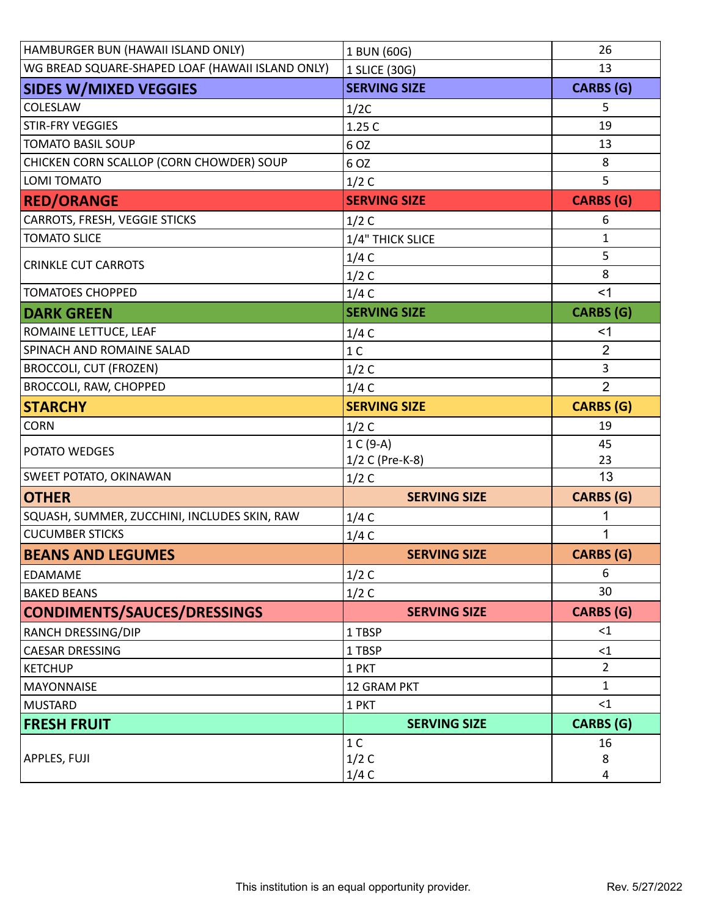| HAMBURGER BUN (HAWAII ISLAND ONLY) | 1 BUN (60G) | 26 |
|---|---|---|
| WG BREAD SQUARE-SHAPED LOAF (HAWAII ISLAND ONLY) | 1 SLICE (30G) | 13 |
| **SIDES W/MIXED VEGGIES** | **SERVING SIZE** | **CARBS (G)** |
| COLESLAW | 1/2C | 5 |
| STIR-FRY VEGGIES | 1.25 C | 19 |
| TOMATO BASIL SOUP | 6 OZ | 13 |
| CHICKEN CORN SCALLOP (CORN CHOWDER) SOUP | 6 OZ | 8 |
| LOMI TOMATO | 1/2 C | 5 |
| **RED/ORANGE** | **SERVING SIZE** | **CARBS (G)** |
| CARROTS, FRESH, VEGGIE STICKS | 1/2 C | 6 |
| TOMATO SLICE | 1/4" THICK SLICE | 1 |
| CRINKLE CUT CARROTS | 1/4 C | 5 |
| | 1/2 C | 8 |
| TOMATOES CHOPPED | 1/4 C | <1 |
| **DARK GREEN** | **SERVING SIZE** | **CARBS (G)** |
| ROMAINE LETTUCE, LEAF | 1/4 C | <1 |
| SPINACH AND ROMAINE SALAD | 1 C | 2 |
| BROCCOLI, CUT (FROZEN) | 1/2 C | 3 |
| BROCCOLI, RAW, CHOPPED | 1/4 C | 2 |
| **STARCHY** | **SERVING SIZE** | **CARBS (G)** |
| CORN | 1/2 C | 19 |
| POTATO WEDGES | 1 C (9-A)<br>1/2 C (Pre-K-8) | 45<br>23 |
| SWEET POTATO, OKINAWAN | 1/2 C | 13 |
| **OTHER** | **SERVING SIZE** | **CARBS (G)** |
| SQUASH, SUMMER, ZUCCHINI, INCLUDES SKIN, RAW | 1/4 C | 1 |
| CUCUMBER STICKS | 1/4 C | 1 |
| **BEANS AND LEGUMES** | **SERVING SIZE** | **CARBS (G)** |
| EDAMAME | 1/2 C | 6 |
| BAKED BEANS | 1/2 C | 30 |
| **CONDIMENTS/SAUCES/DRESSINGS** | **SERVING SIZE** | **CARBS (G)** |
| RANCH DRESSING/DIP | 1 TBSP | <1 |
| CAESAR DRESSING | 1 TBSP | <1 |
| KETCHUP | 1 PKT | 2 |
| MAYONNAISE | 12 GRAM PKT | 1 |
| MUSTARD | 1 PKT | <1 |
| **FRESH FRUIT** | **SERVING SIZE** | **CARBS (G)** |
| APPLES, FUJI | 1 C<br>1/2 C<br>1/4 C | 16<br>8<br>4 |

This institution is an equal opportunity provider.

Rev. 5/27/2022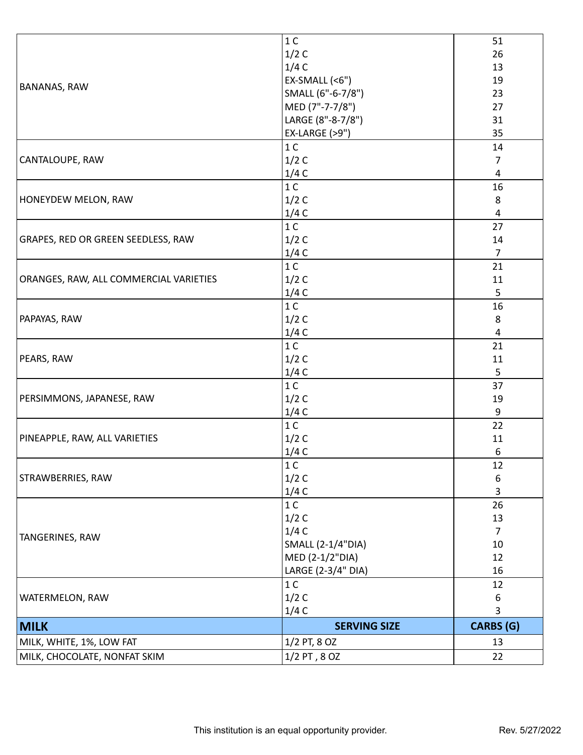| | | |
|---|---|---|
| BANANAS, RAW | 1 C | 51 |
| | 1/2 C | 26 |
| | 1/4 C | 13 |
| | EX-SMALL (<6") | 19 |
| | SMALL (6"-6-7/8") | 23 |
| | MED (7"-7-7/8") | 27 |
| | LARGE (8"-8-7/8") | 31 |
| | EX-LARGE (>9") | 35 |
| CANTALOUPE, RAW | 1 C | 14 |
| | 1/2 C | 7 |
| | 1/4 C | 4 |
| HONEYDEW MELON, RAW | 1 C | 16 |
| | 1/2 C | 8 |
| | 1/4 C | 4 |
| GRAPES, RED OR GREEN SEEDLESS, RAW | 1 C | 27 |
| | 1/2 C | 14 |
| | 1/4 C | 7 |
| ORANGES, RAW, ALL COMMERCIAL VARIETIES | 1 C | 21 |
| | 1/2 C | 11 |
| | 1/4 C | 5 |
| PAPAYAS, RAW | 1 C | 16 |
| | 1/2 C | 8 |
| | 1/4 C | 4 |
| PEARS, RAW | 1 C | 21 |
| | 1/2 C | 11 |
| | 1/4 C | 5 |
| PERSIMMONS, JAPANESE, RAW | 1 C | 37 |
| | 1/2 C | 19 |
| | 1/4 C | 9 |
| PINEAPPLE, RAW, ALL VARIETIES | 1 C | 22 |
| | 1/2 C | 11 |
| | 1/4 C | 6 |
| STRAWBERRIES, RAW | 1 C | 12 |
| | 1/2 C | 6 |
| | 1/4 C | 3 |
| TANGERINES, RAW | 1 C | 26 |
| | 1/2 C | 13 |
| | 1/4 C | 7 |
| | SMALL (2-1/4"DIA) | 10 |
| | MED (2-1/2"DIA) | 12 |
| | LARGE (2-3/4" DIA) | 16 |
| WATERMELON, RAW | 1 C | 12 |
| | 1/2 C | 6 |
| | 1/4 C | 3 |

| **MILK** | **SERVING SIZE** | **CARBS (G)** |
|---|---|---|
| MILK, WHITE, 1%, LOW FAT | 1/2 PT, 8 OZ | 13 |
| MILK, CHOCOLATE, NONFAT SKIM | 1/2 PT , 8 OZ | 22 |

This institution is an equal opportunity provider.

Rev. 5/27/2022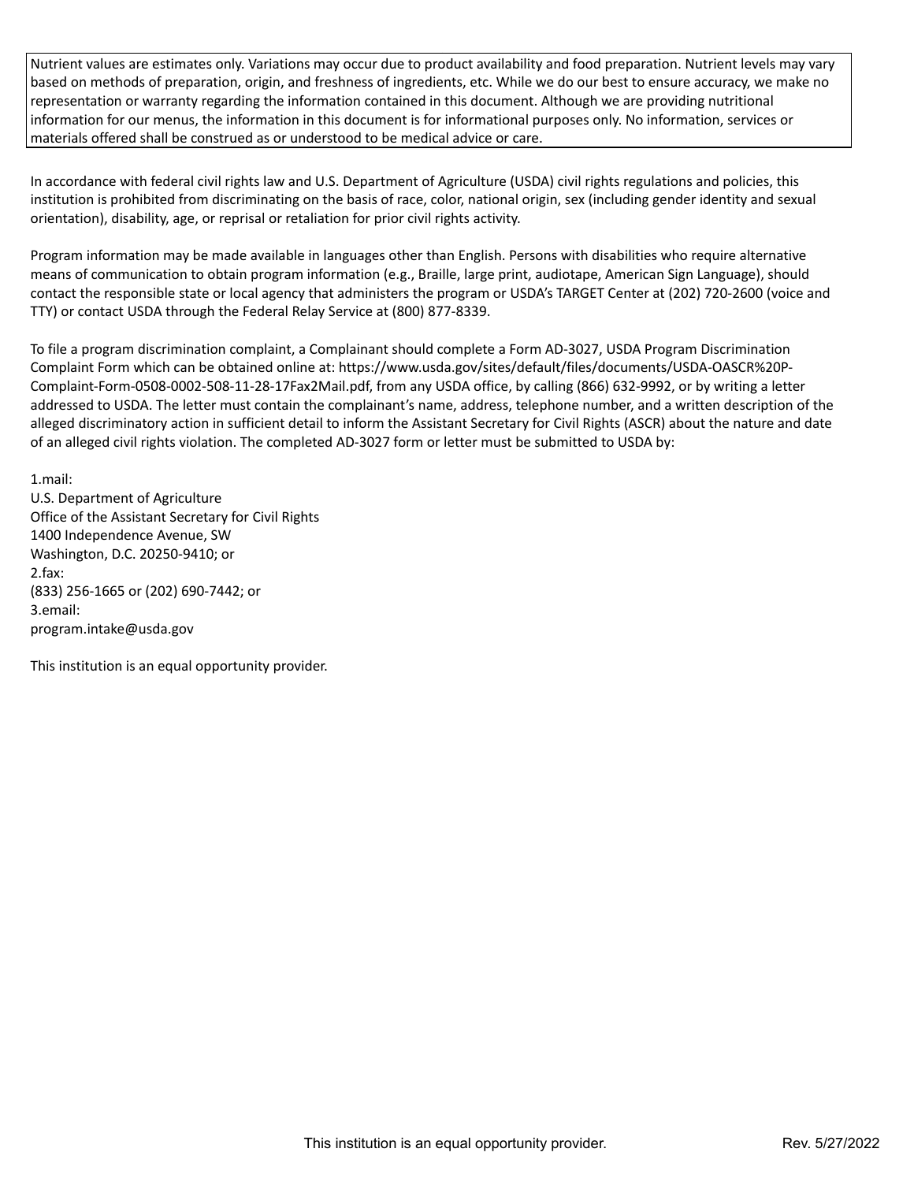Nutrient values are estimates only. Variations may occur due to product availability and food preparation. Nutrient levels may vary based on methods of preparation, origin, and freshness of ingredients, etc. While we do our best to ensure accuracy, we make no representation or warranty regarding the information contained in this document. Although we are providing nutritional information for our menus, the information in this document is for informational purposes only. No information, services or materials offered shall be construed as or understood to be medical advice or care.

In accordance with federal civil rights law and U.S. Department of Agriculture (USDA) civil rights regulations and policies, this institution is prohibited from discriminating on the basis of race, color, national origin, sex (including gender identity and sexual orientation), disability, age, or reprisal or retaliation for prior civil rights activity.

Program information may be made available in languages other than English. Persons with disabilities who require alternative means of communication to obtain program information (e.g., Braille, large print, audiotape, American Sign Language), should contact the responsible state or local agency that administers the program or USDA's TARGET Center at (202) 720-2600 (voice and TTY) or contact USDA through the Federal Relay Service at (800) 877-8339.

To file a program discrimination complaint, a Complainant should complete a Form AD-3027, USDA Program Discrimination Complaint Form which can be obtained online at: https://www.usda.gov/sites/default/files/documents/USDA-OASCR%20P-Complaint-Form-0508-0002-508-11-28-17Fax2Mail.pdf, from any USDA office, by calling (866) 632-9992, or by writing a letter addressed to USDA. The letter must contain the complainant's name, address, telephone number, and a written description of the alleged discriminatory action in sufficient detail to inform the Assistant Secretary for Civil Rights (ASCR) about the nature and date of an alleged civil rights violation. The completed AD-3027 form or letter must be submitted to USDA by:

1.mail:
U.S. Department of Agriculture
Office of the Assistant Secretary for Civil Rights
1400 Independence Avenue, SW
Washington, D.C. 20250-9410; or
2.fax:
(833) 256-1665 or (202) 690-7442; or
3.email:
program.intake@usda.gov

This institution is an equal opportunity provider.

This institution is an equal opportunity provider. Rev. 5/27/2022